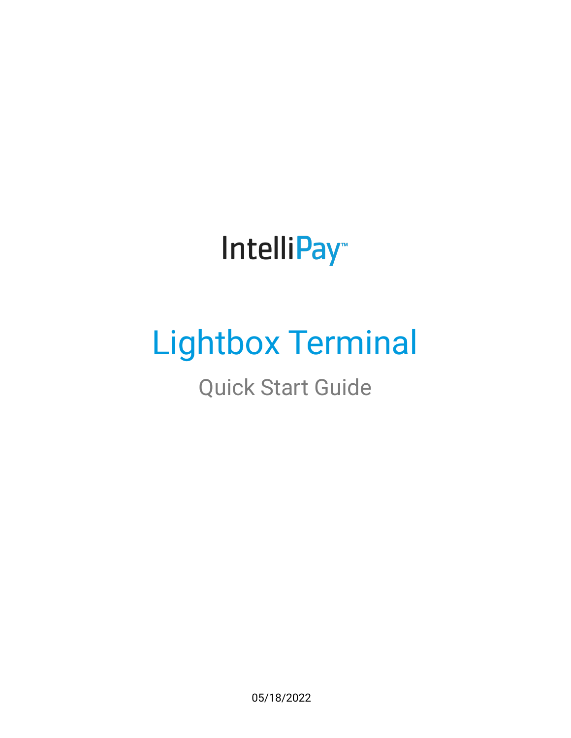IntelliPay™

# Lightbox Terminal

## Quick Start Guide

05/18/2022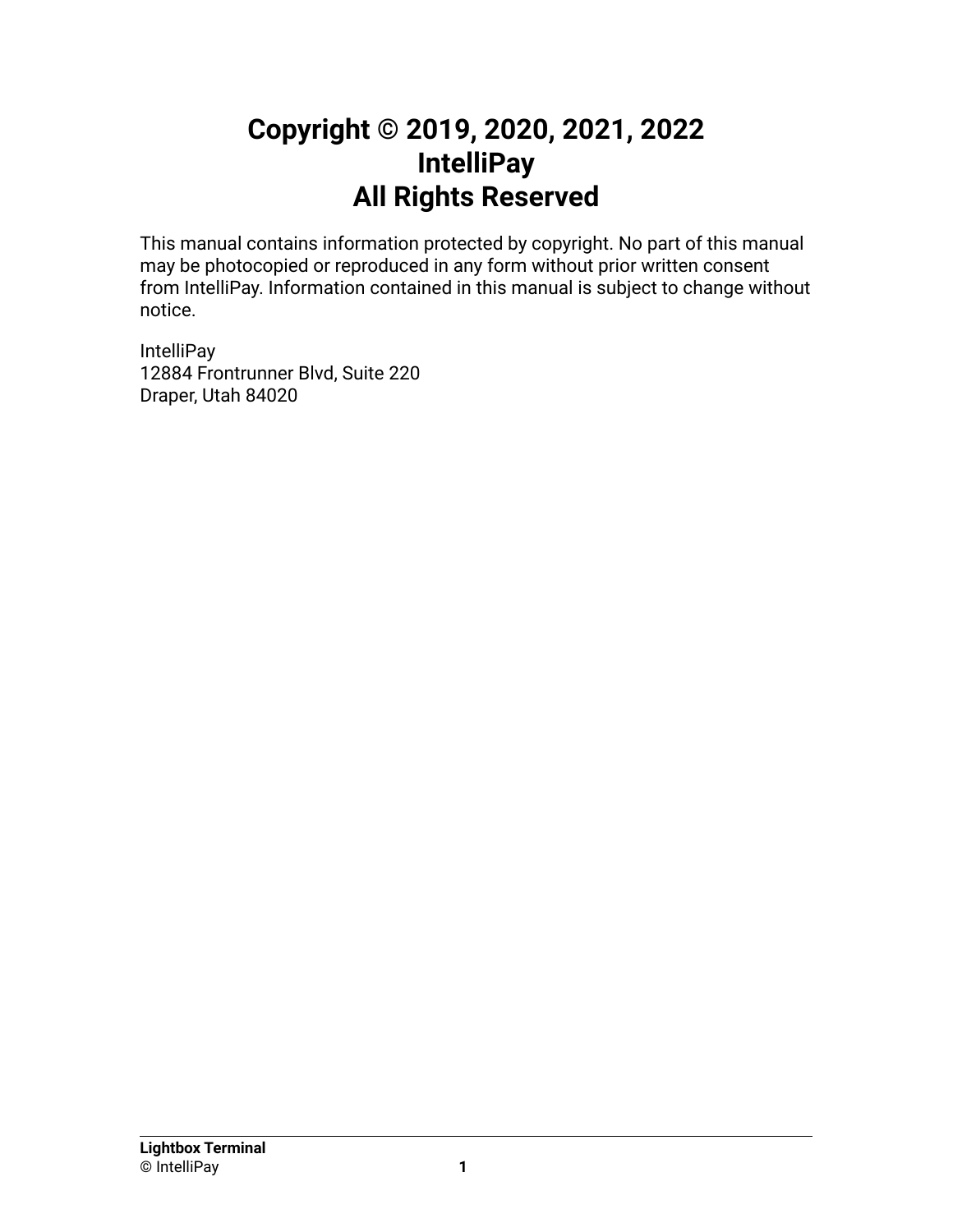# Copyright © 2019, 2020, 2021, 2022
# IntelliPay
# All Rights Reserved

This manual contains information protected by copyright. No part of this manual may be photocopied or reproduced in any form without prior written consent from IntelliPay. Information contained in this manual is subject to change without notice.

IntelliPay
12884 Frontrunner Blvd, Suite 220
Draper, Utah 84020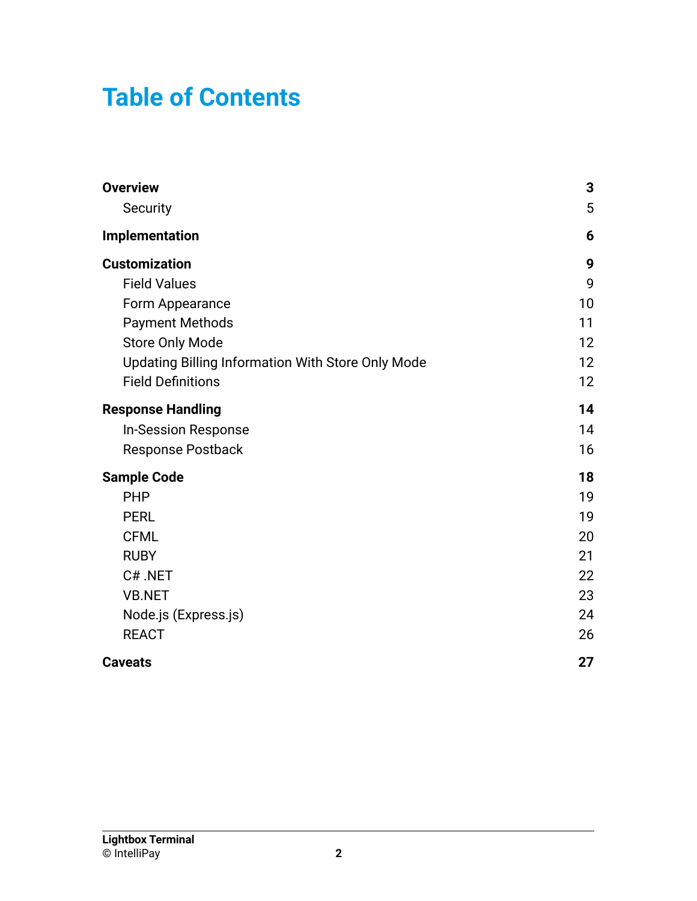# Table of Contents

| | |
|---|---|
| **Overview** | **3** |
| Security | 5 |
| **Implementation** | **6** |
| **Customization** | **9** |
| Field Values | 9 |
| Form Appearance | 10 |
| Payment Methods | 11 |
| Store Only Mode | 12 |
| Updating Billing Information With Store Only Mode | 12 |
| Field Definitions | 12 |
| **Response Handling** | **14** |
| In-Session Response | 14 |
| Response Postback | 16 |
| **Sample Code** | **18** |
| PHP | 19 |
| PERL | 19 |
| CFML | 20 |
| RUBY | 21 |
| C# .NET | 22 |
| VB.NET | 23 |
| Node.js (Express.js) | 24 |
| REACT | 26 |
| **Caveats** | **27** |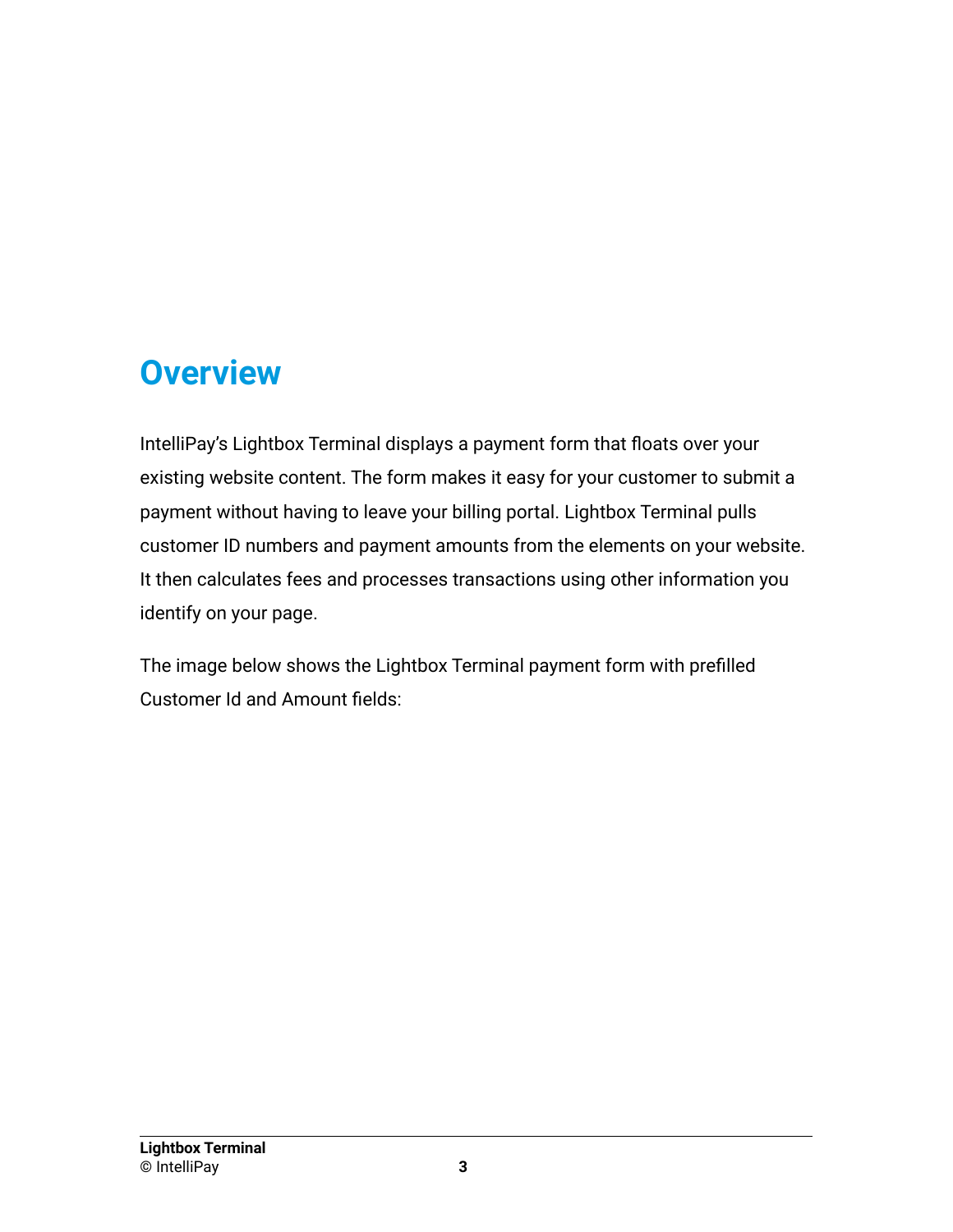# Overview

IntelliPay's Lightbox Terminal displays a payment form that floats over your existing website content. The form makes it easy for your customer to submit a payment without having to leave your billing portal. Lightbox Terminal pulls customer ID numbers and payment amounts from the elements on your website. It then calculates fees and processes transactions using other information you identify on your page.

The image below shows the Lightbox Terminal payment form with prefilled Customer Id and Amount fields: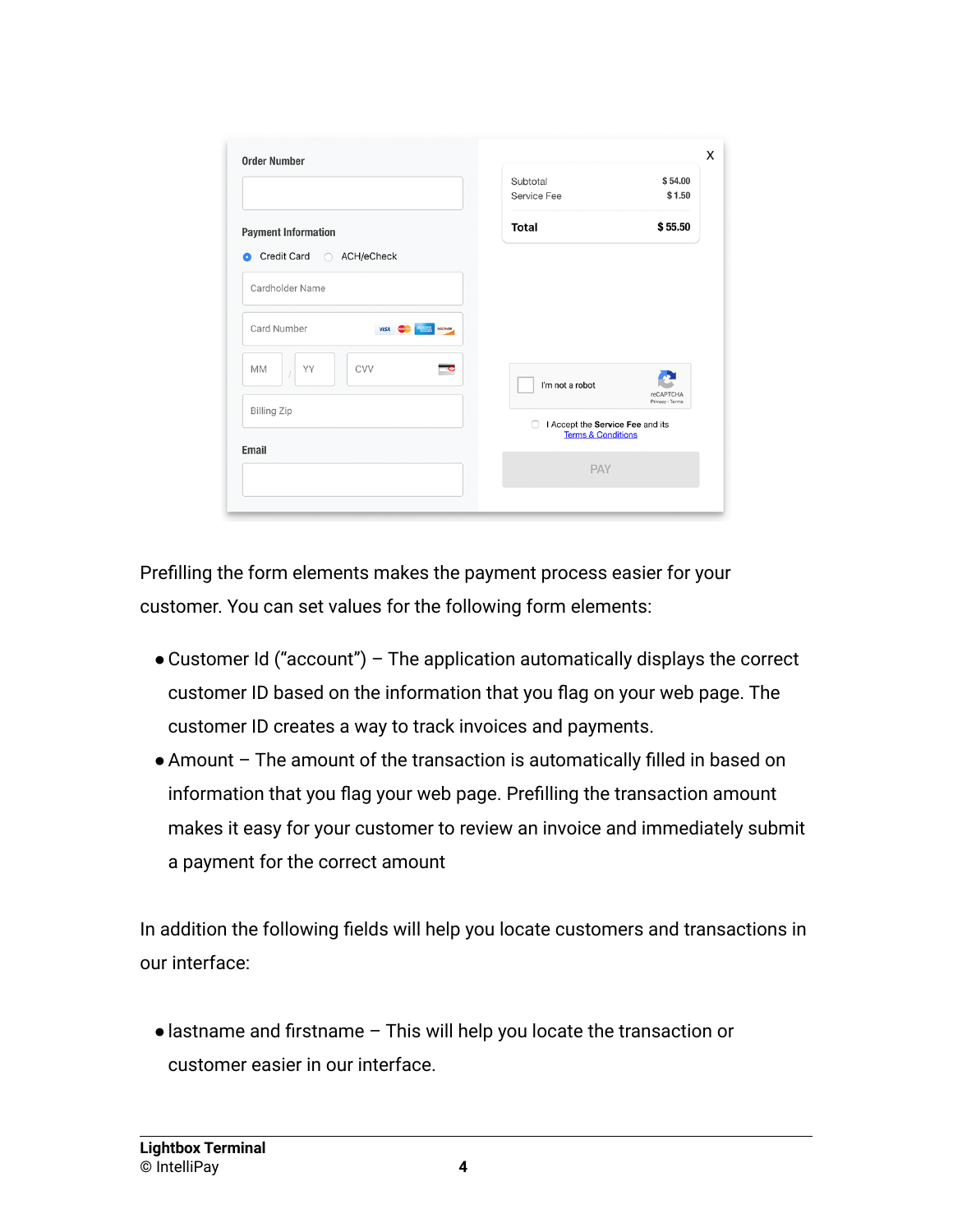Prefilling the form elements makes the payment process easier for your customer. You can set values for the following form elements:

- Customer Id (“account”) – The application automatically displays the correct customer ID based on the information that you flag on your web page. The customer ID creates a way to track invoices and payments.
- Amount – The amount of the transaction is automatically filled in based on information that you flag your web page. Prefilling the transaction amount makes it easy for your customer to review an invoice and immediately submit a payment for the correct amount

In addition the following fields will help you locate customers and transactions in our interface:

- lastname and firstname – This will help you locate the transaction or customer easier in our interface.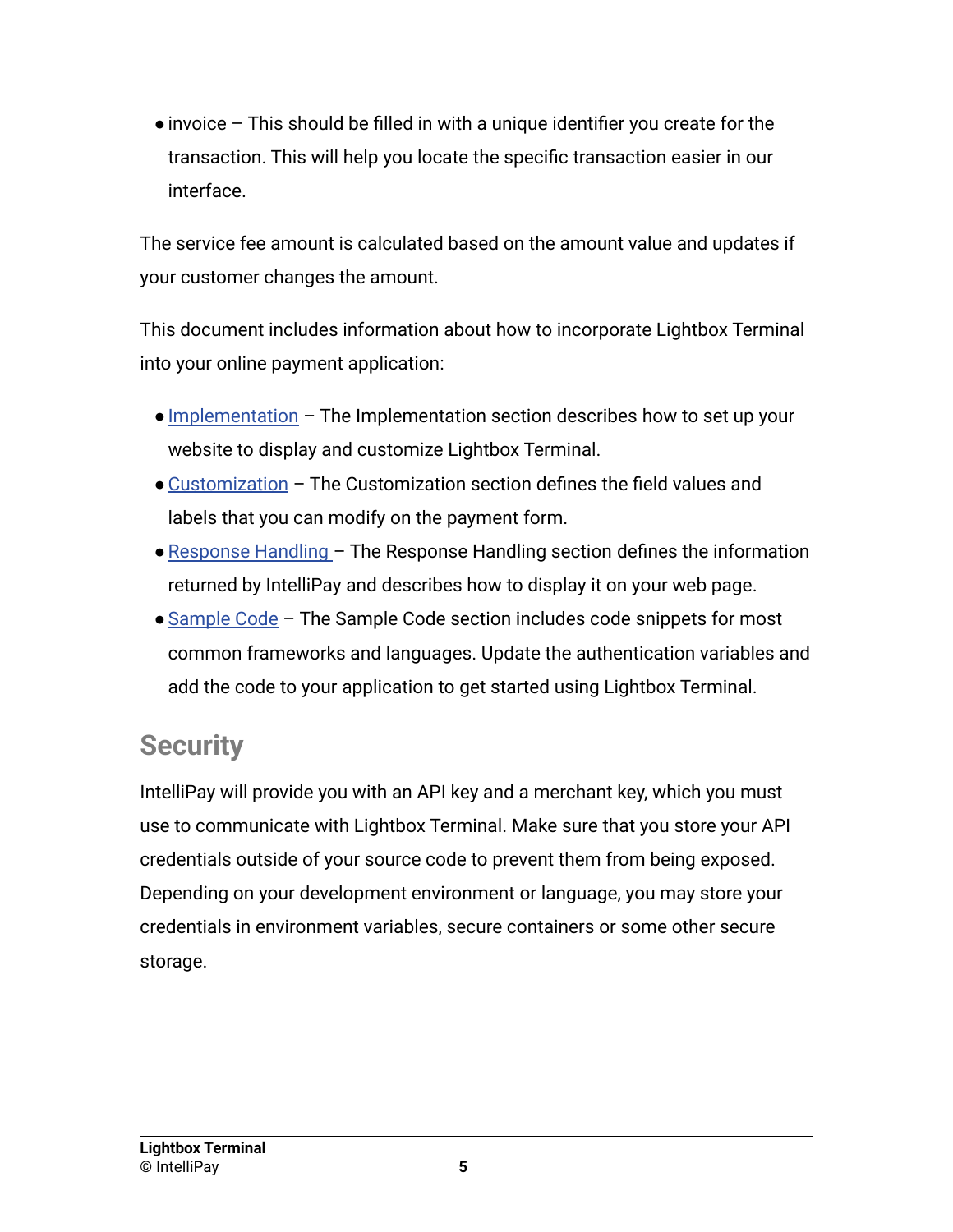- invoice – This should be filled in with a unique identifier you create for the transaction. This will help you locate the specific transaction easier in our interface.

The service fee amount is calculated based on the amount value and updates if your customer changes the amount.

This document includes information about how to incorporate Lightbox Terminal into your online payment application:

- Implementation – The Implementation section describes how to set up your website to display and customize Lightbox Terminal.
- Customization – The Customization section defines the field values and labels that you can modify on the payment form.
- Response Handling – The Response Handling section defines the information returned by IntelliPay and describes how to display it on your web page.
- Sample Code – The Sample Code section includes code snippets for most common frameworks and languages. Update the authentication variables and add the code to your application to get started using Lightbox Terminal.

## Security

IntelliPay will provide you with an API key and a merchant key, which you must use to communicate with Lightbox Terminal. Make sure that you store your API credentials outside of your source code to prevent them from being exposed. Depending on your development environment or language, you may store your credentials in environment variables, secure containers or some other secure storage.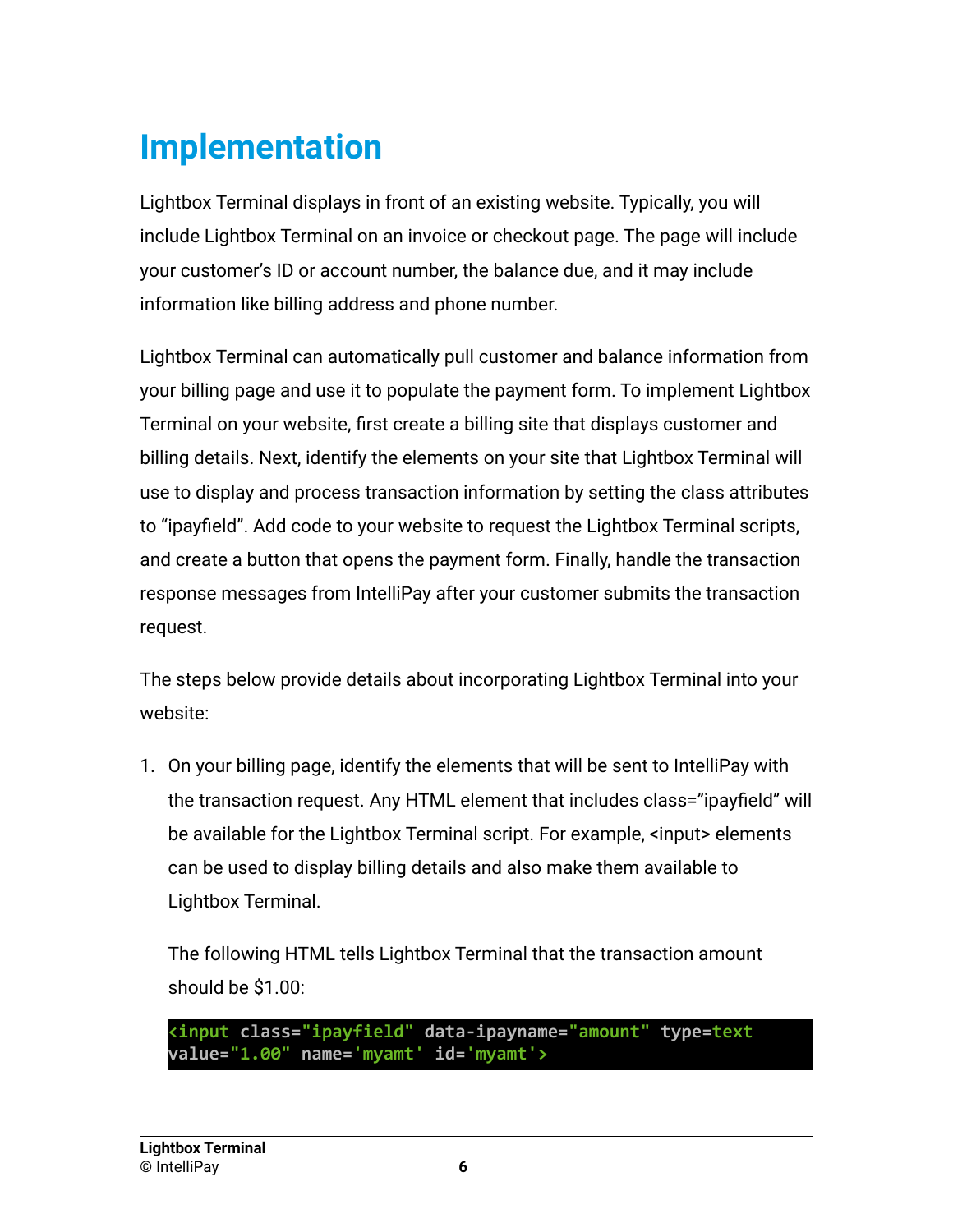# Implementation

Lightbox Terminal displays in front of an existing website. Typically, you will include Lightbox Terminal on an invoice or checkout page. The page will include your customer's ID or account number, the balance due, and it may include information like billing address and phone number.

Lightbox Terminal can automatically pull customer and balance information from your billing page and use it to populate the payment form. To implement Lightbox Terminal on your website, first create a billing site that displays customer and billing details. Next, identify the elements on your site that Lightbox Terminal will use to display and process transaction information by setting the class attributes to "ipayfield". Add code to your website to request the Lightbox Terminal scripts, and create a button that opens the payment form. Finally, handle the transaction response messages from IntelliPay after your customer submits the transaction request.

The steps below provide details about incorporating Lightbox Terminal into your website:

1. On your billing page, identify the elements that will be sent to IntelliPay with the transaction request. Any HTML element that includes class="ipayfield" will be available for the Lightbox Terminal script. For example, <input> elements can be used to display billing details and also make them available to Lightbox Terminal.

   The following HTML tells Lightbox Terminal that the transaction amount should be $1.00:

   ```
   <input class="ipayfield" data-ipayname="amount" type=text
   value="1.00" name='myamt' id='myamt'>
   ```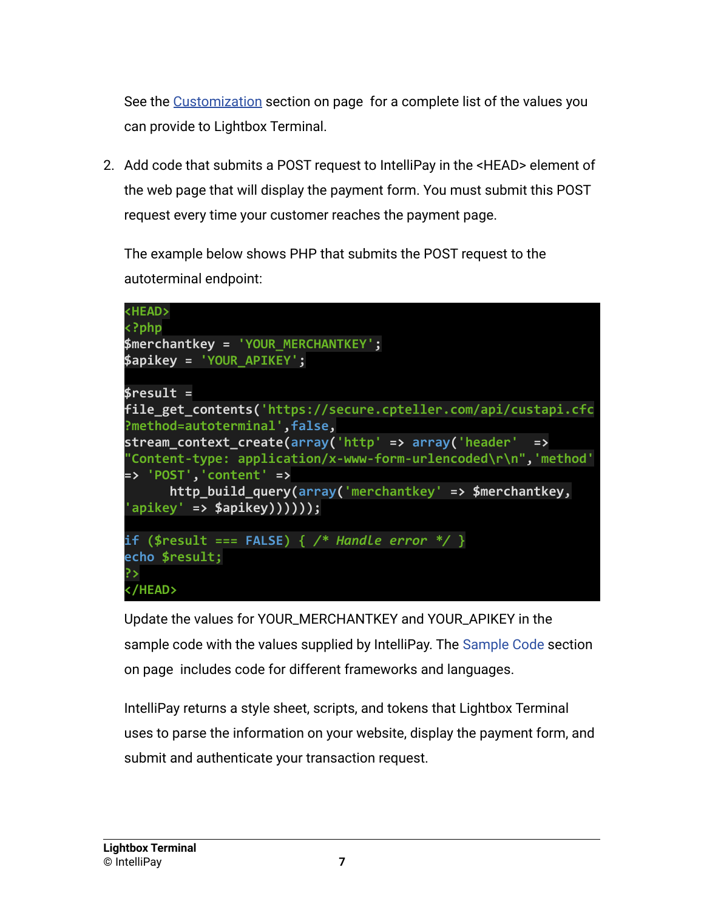See the [Customization](#) section on page  for a complete list of the values you can provide to Lightbox Terminal.

2. Add code that submits a POST request to IntelliPay in the <HEAD> element of the web page that will display the payment form. You must submit this POST request every time your customer reaches the payment page.

   The example below shows PHP that submits the POST request to the autoterminal endpoint:

```
<HEAD>
<?php
$merchantkey = 'YOUR_MERCHANTKEY';
$apikey = 'YOUR_APIKEY';

$result =
file_get_contents('https://secure.cpteller.com/api/custapi.cfc?method=autoterminal',false,
stream_context_create(array('http' => array('header'  =>
"Content-type: application/x-www-form-urlencoded\r\n",'method'
=> 'POST','content'  =>
      http_build_query(array('merchantkey' => $merchantkey,
'apikey' => $apikey))))));

if ($result === FALSE) { /* Handle error */ }
echo $result;
?>
</HEAD>
```

   Update the values for YOUR_MERCHANTKEY and YOUR_APIKEY in the sample code with the values supplied by IntelliPay. The Sample Code section on page  includes code for different frameworks and languages.

   IntelliPay returns a style sheet, scripts, and tokens that Lightbox Terminal uses to parse the information on your website, display the payment form, and submit and authenticate your transaction request.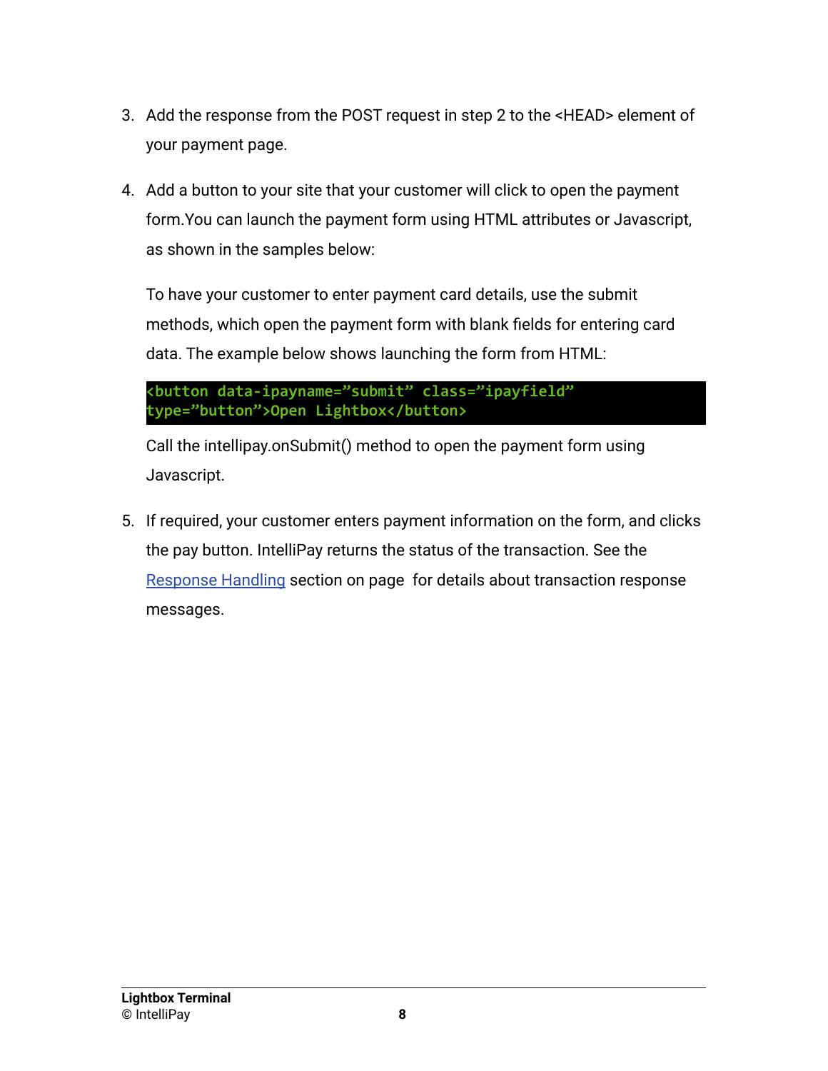3. Add the response from the POST request in step 2 to the <HEAD> element of your payment page.

4. Add a button to your site that your customer will click to open the payment form.You can launch the payment form using HTML attributes or Javascript, as shown in the samples below:

   To have your customer to enter payment card details, use the submit methods, which open the payment form with blank fields for entering card data. The example below shows launching the form from HTML:

   ```
   <button data-ipayname=”submit” class=”ipayfield”
   type=”button”>Open Lightbox</button>
   ```

   Call the intellipay.onSubmit() method to open the payment form using Javascript.

5. If required, your customer enters payment information on the form, and clicks the pay button. IntelliPay returns the status of the transaction. See the Response Handling section on page  for details about transaction response messages.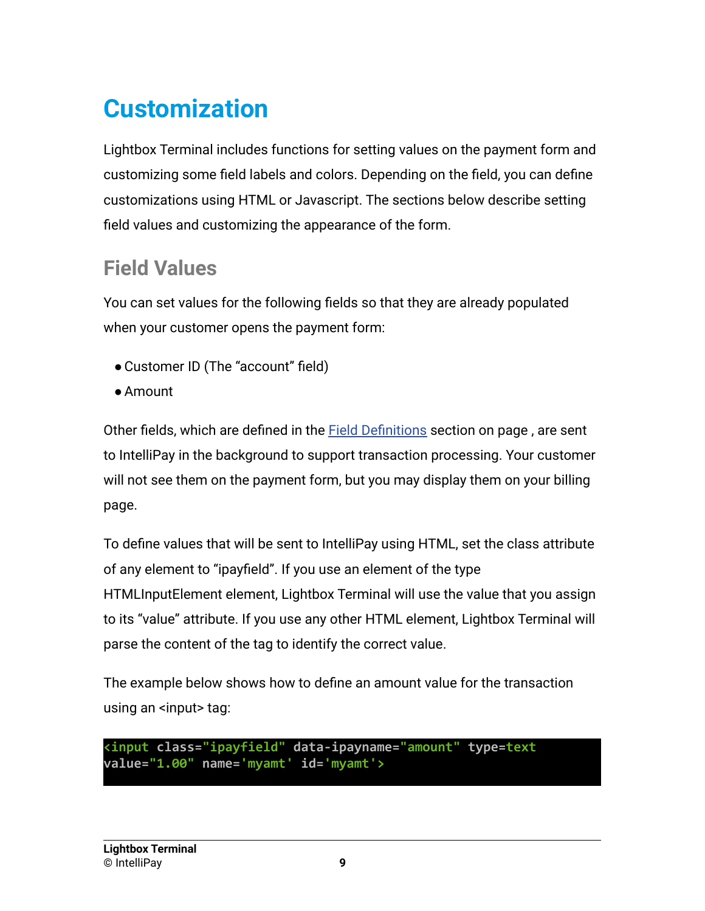# Customization

Lightbox Terminal includes functions for setting values on the payment form and customizing some field labels and colors. Depending on the field, you can define customizations using HTML or Javascript. The sections below describe setting field values and customizing the appearance of the form.

## Field Values

You can set values for the following fields so that they are already populated when your customer opens the payment form:

- Customer ID (The “account” field)
- Amount

Other fields, which are defined in the Field Definitions section on page , are sent to IntelliPay in the background to support transaction processing. Your customer will not see them on the payment form, but you may display them on your billing page.

To define values that will be sent to IntelliPay using HTML, set the class attribute of any element to “ipayfield”. If you use an element of the type HTMLInputElement element, Lightbox Terminal will use the value that you assign to its “value” attribute. If you use any other HTML element, Lightbox Terminal will parse the content of the tag to identify the correct value.

The example below shows how to define an amount value for the transaction using an <input> tag:

```
<input class="ipayfield" data-ipayname="amount" type=text
value="1.00" name='myamt' id='myamt'>
```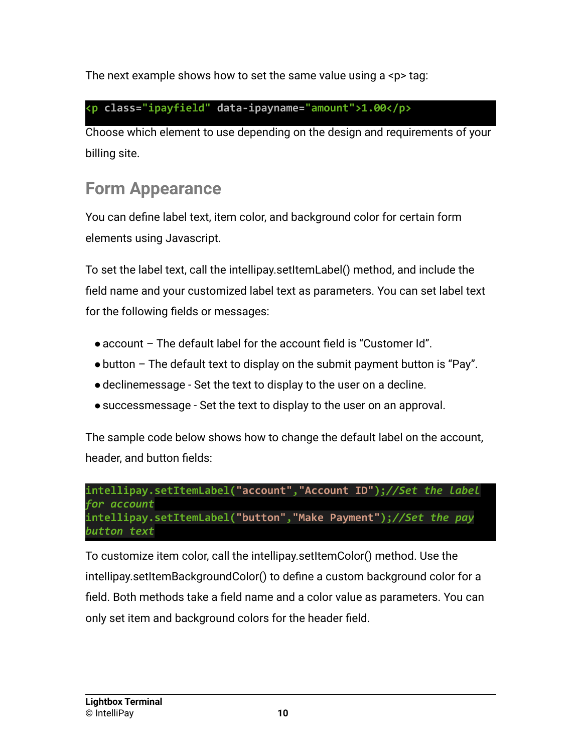The next example shows how to set the same value using a <p> tag:

```
<p class="ipayfield" data-ipayname="amount">1.00</p>
```

Choose which element to use depending on the design and requirements of your billing site.

## Form Appearance

You can define label text, item color, and background color for certain form elements using Javascript.

To set the label text, call the intellipay.setItemLabel() method, and include the field name and your customized label text as parameters. You can set label text for the following fields or messages:

- account – The default label for the account field is “Customer Id”.
- button – The default text to display on the submit payment button is “Pay”.
- declinemessage - Set the text to display to the user on a decline.
- successmessage - Set the text to display to the user on an approval.

The sample code below shows how to change the default label on the account, header, and button fields:

```
intellipay.setItemLabel("account","Account ID");//Set the label for account
intellipay.setItemLabel("button","Make Payment");//Set the pay button text
```

To customize item color, call the intellipay.setItemColor() method. Use the intellipay.setItemBackgroundColor() to define a custom background color for a field. Both methods take a field name and a color value as parameters. You can only set item and background colors for the header field.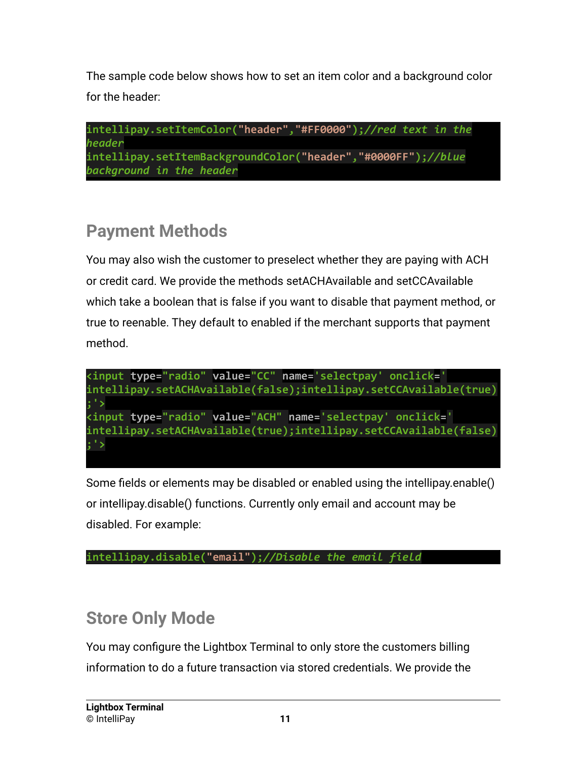The sample code below shows how to set an item color and a background color for the header:

```
intellipay.setItemColor("header","#FF0000");//red text in the header
intellipay.setItemBackgroundColor("header","#0000FF");//blue background in the header
```

## Payment Methods

You may also wish the customer to preselect whether they are paying with ACH or credit card. We provide the methods setACHAvailable and setCCAvailable which take a boolean that is false if you want to disable that payment method, or true to reenable. They default to enabled if the merchant supports that payment method.

```
<input type="radio" value="CC" name='selectpay' onclick='intellipay.setACHAvailable(false);intellipay.setCCAvailable(true);'>
<input type="radio" value="ACH" name='selectpay' onclick='intellipay.setACHAvailable(true);intellipay.setCCAvailable(false);'>
```

Some fields or elements may be disabled or enabled using the intellipay.enable() or intellipay.disable() functions. Currently only email and account may be disabled. For example:

```
intellipay.disable("email");//Disable the email field
```

## Store Only Mode

You may configure the Lightbox Terminal to only store the customers billing information to do a future transaction via stored credentials. We provide the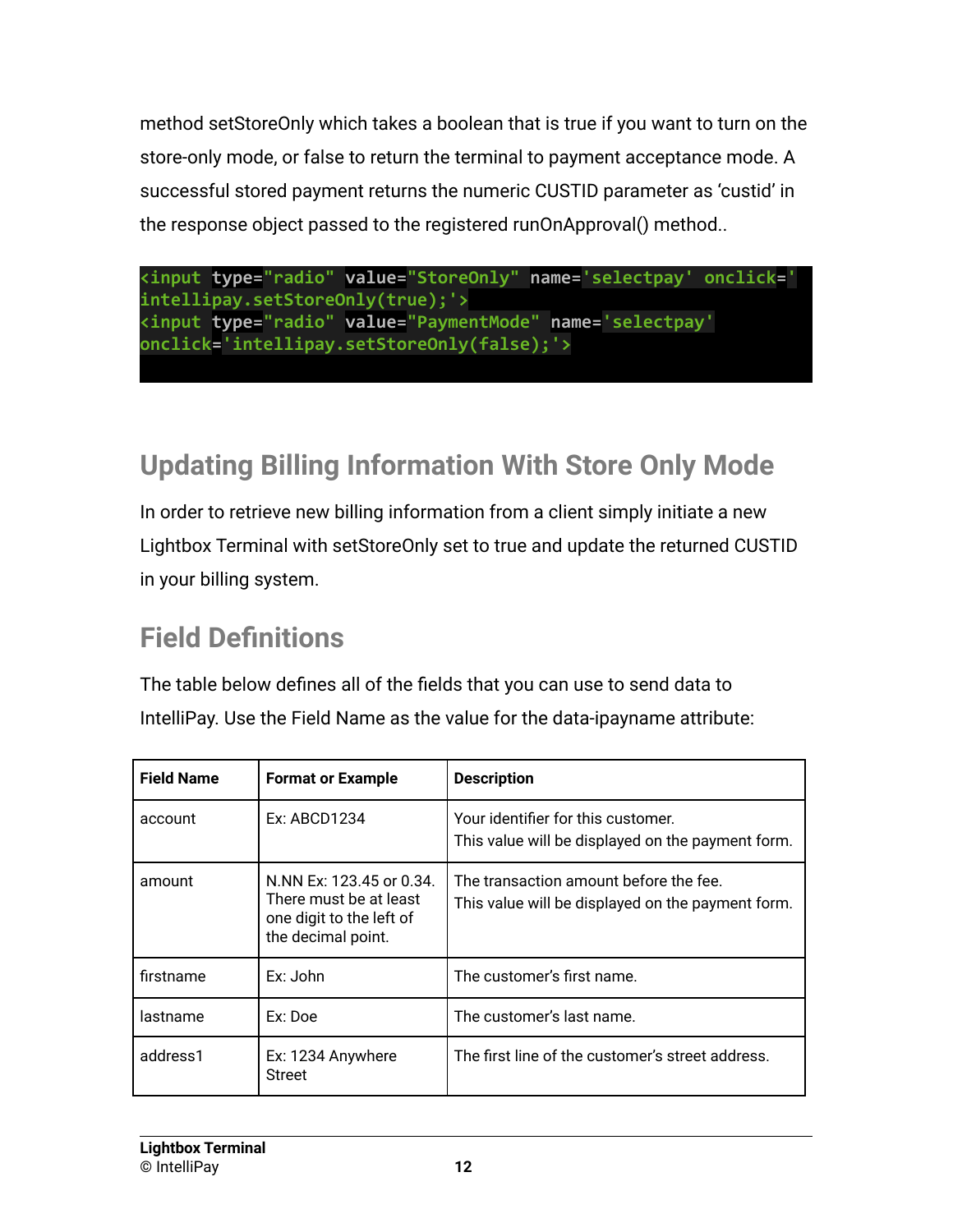method setStoreOnly which takes a boolean that is true if you want to turn on the store-only mode, or false to return the terminal to payment acceptance mode. A successful stored payment returns the numeric CUSTID parameter as 'custid' in the response object passed to the registered runOnApproval() method..

```
<input type="radio" value="StoreOnly" name='selectpay' onclick='
intellipay.setStoreOnly(true);'>
<input type="radio" value="PaymentMode" name='selectpay'
onclick='intellipay.setStoreOnly(false);'>
```

## Updating Billing Information With Store Only Mode

In order to retrieve new billing information from a client simply initiate a new Lightbox Terminal with setStoreOnly set to true and update the returned CUSTID in your billing system.

## Field Definitions

The table below defines all of the fields that you can use to send data to IntelliPay. Use the Field Name as the value for the data-ipayname attribute:

| Field Name | Format or Example | Description |
|---|---|---|
| account | Ex: ABCD1234 | Your identifier for this customer.<br>This value will be displayed on the payment form. |
| amount | N.NN Ex: 123.45 or 0.34. There must be at least one digit to the left of the decimal point. | The transaction amount before the fee.<br>This value will be displayed on the payment form. |
| firstname | Ex: John | The customer's first name. |
| lastname | Ex: Doe | The customer's last name. |
| address1 | Ex: 1234 Anywhere Street | The first line of the customer's street address. |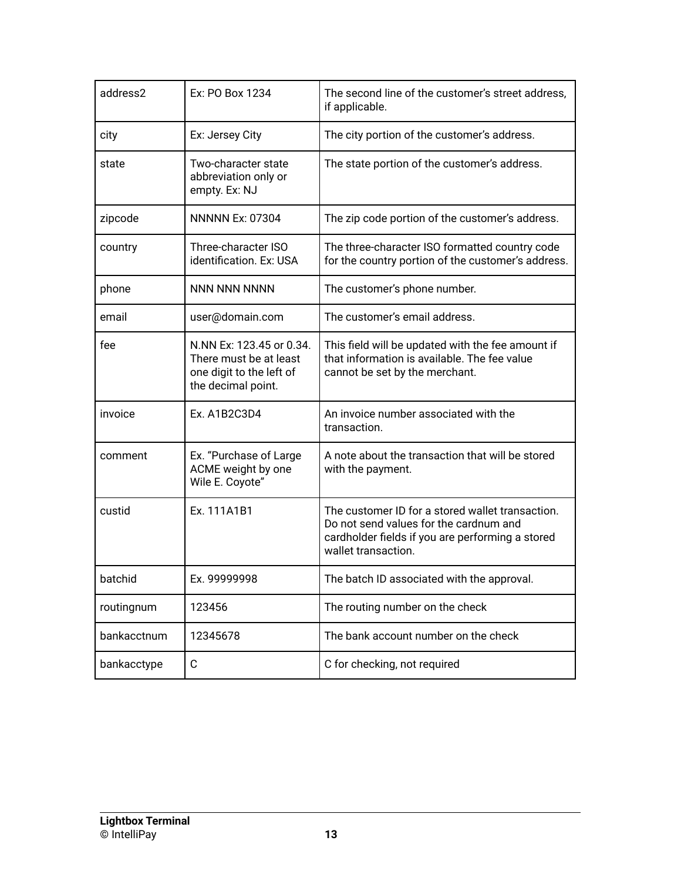| address2 | Ex: PO Box 1234 | The second line of the customer's street address, if applicable. |
|---|---|---|
| city | Ex: Jersey City | The city portion of the customer's address. |
| state | Two-character state abbreviation only or empty. Ex: NJ | The state portion of the customer's address. |
| zipcode | NNNNN Ex: 07304 | The zip code portion of the customer's address. |
| country | Three-character ISO identification. Ex: USA | The three-character ISO formatted country code for the country portion of the customer's address. |
| phone | NNN NNN NNNN | The customer's phone number. |
| email | user@domain.com | The customer's email address. |
| fee | N.NN Ex: 123.45 or 0.34. There must be at least one digit to the left of the decimal point. | This field will be updated with the fee amount if that information is available. The fee value cannot be set by the merchant. |
| invoice | Ex. A1B2C3D4 | An invoice number associated with the transaction. |
| comment | Ex. "Purchase of Large ACME weight by one Wile E. Coyote" | A note about the transaction that will be stored with the payment. |
| custid | Ex. 111A1B1 | The customer ID for a stored wallet transaction. Do not send values for the cardnum and cardholder fields if you are performing a stored wallet transaction. |
| batchid | Ex. 99999998 | The batch ID associated with the approval. |
| routingnum | 123456 | The routing number on the check |
| bankacctnum | 12345678 | The bank account number on the check |
| bankacctype | C | C for checking, not required |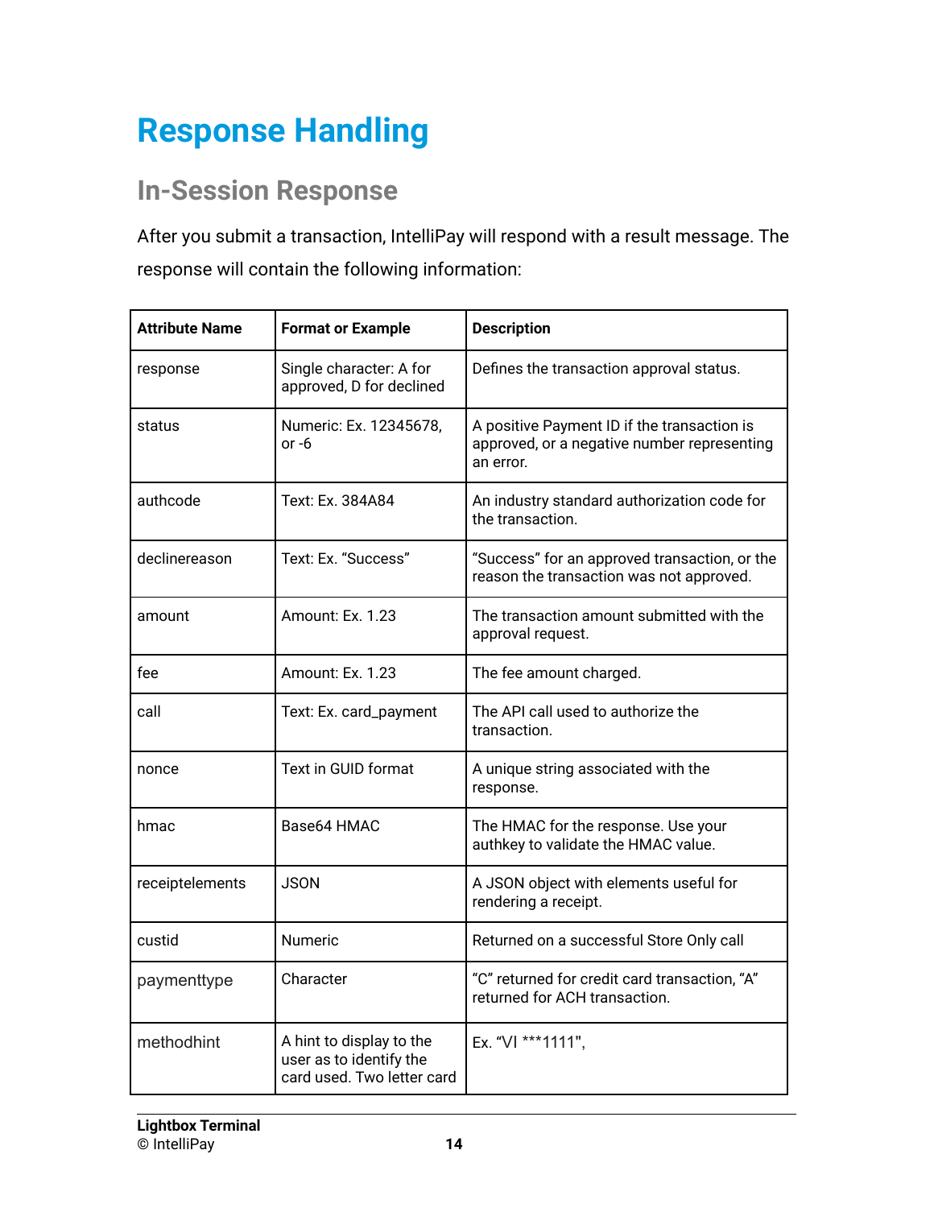# Response Handling

## In-Session Response

After you submit a transaction, IntelliPay will respond with a result message. The response will contain the following information:

| Attribute Name | Format or Example | Description |
|---|---|---|
| response | Single character: A for approved, D for declined | Defines the transaction approval status. |
| status | Numeric: Ex. 12345678, or -6 | A positive Payment ID if the transaction is approved, or a negative number representing an error. |
| authcode | Text: Ex. 384A84 | An industry standard authorization code for the transaction. |
| declinereason | Text: Ex. “Success” | “Success” for an approved transaction, or the reason the transaction was not approved. |
| amount | Amount: Ex. 1.23 | The transaction amount submitted with the approval request. |
| fee | Amount: Ex. 1.23 | The fee amount charged. |
| call | Text: Ex. card_payment | The API call used to authorize the transaction. |
| nonce | Text in GUID format | A unique string associated with the response. |
| hmac | Base64 HMAC | The HMAC for the response. Use your authkey to validate the HMAC value. |
| receiptelements | JSON | A JSON object with elements useful for rendering a receipt. |
| custid | Numeric | Returned on a successful Store Only call |
| paymenttype | Character | “C” returned for credit card transaction, “A” returned for ACH transaction. |
| methodhint | A hint to display to the user as to identify the card used. Two letter card | Ex. “VI ***1111", |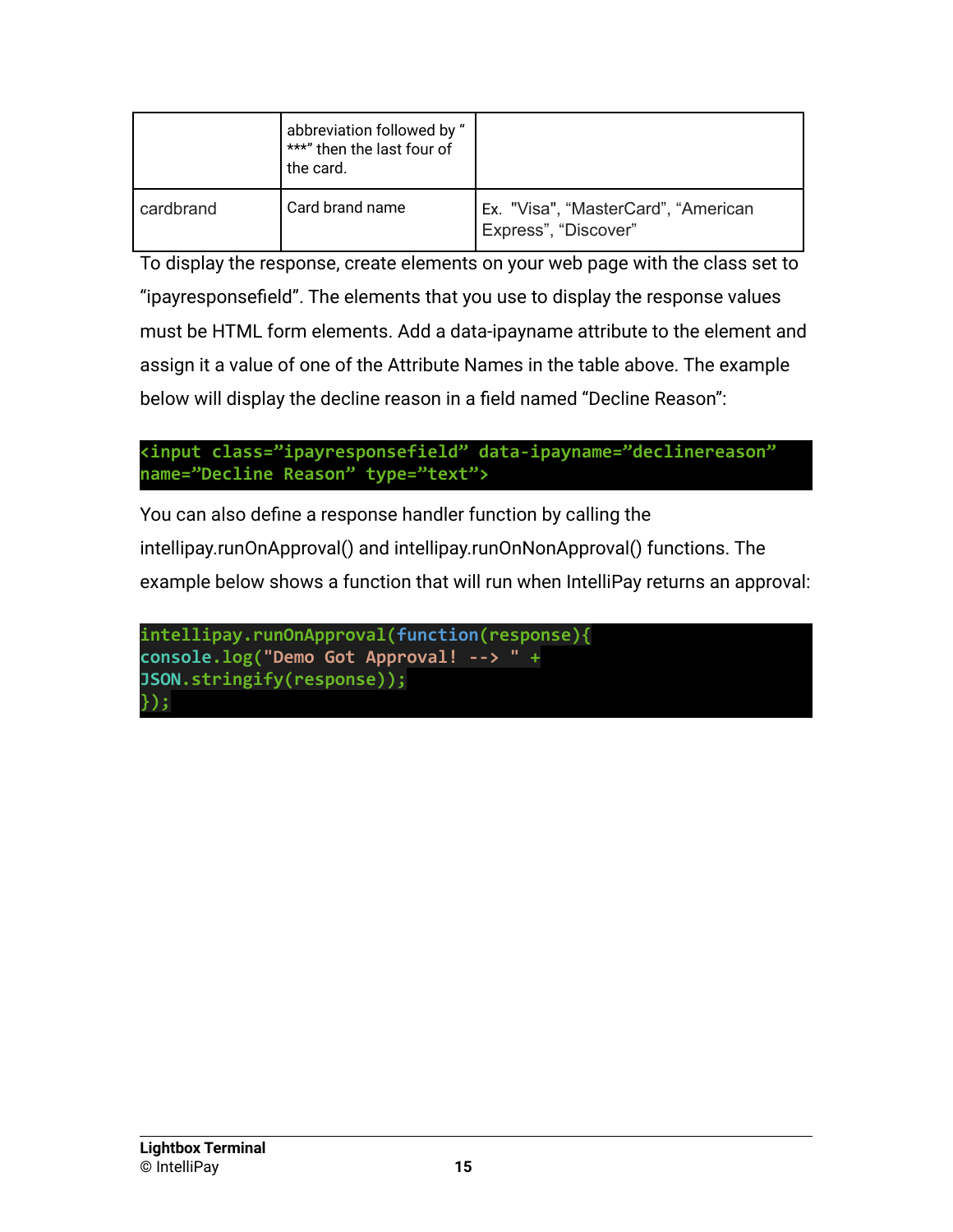| | | |
|---|---|---|
| | abbreviation followed by " ***" then the last four of the card. | |
| cardbrand | Card brand name | Ex. "Visa", "MasterCard", "American Express", "Discover" |

To display the response, create elements on your web page with the class set to "ipayresponsefield". The elements that you use to display the response values must be HTML form elements. Add a data-ipayname attribute to the element and assign it a value of one of the Attribute Names in the table above. The example below will display the decline reason in a field named "Decline Reason":

```
<input class="ipayresponsefield" data-ipayname="declinereason"
name="Decline Reason" type="text">
```

You can also define a response handler function by calling the intellipay.runOnApproval() and intellipay.runOnNonApproval() functions. The example below shows a function that will run when IntelliPay returns an approval:

```
intellipay.runOnApproval(function(response){
console.log("Demo Got Approval! --> " +
JSON.stringify(response));
});
```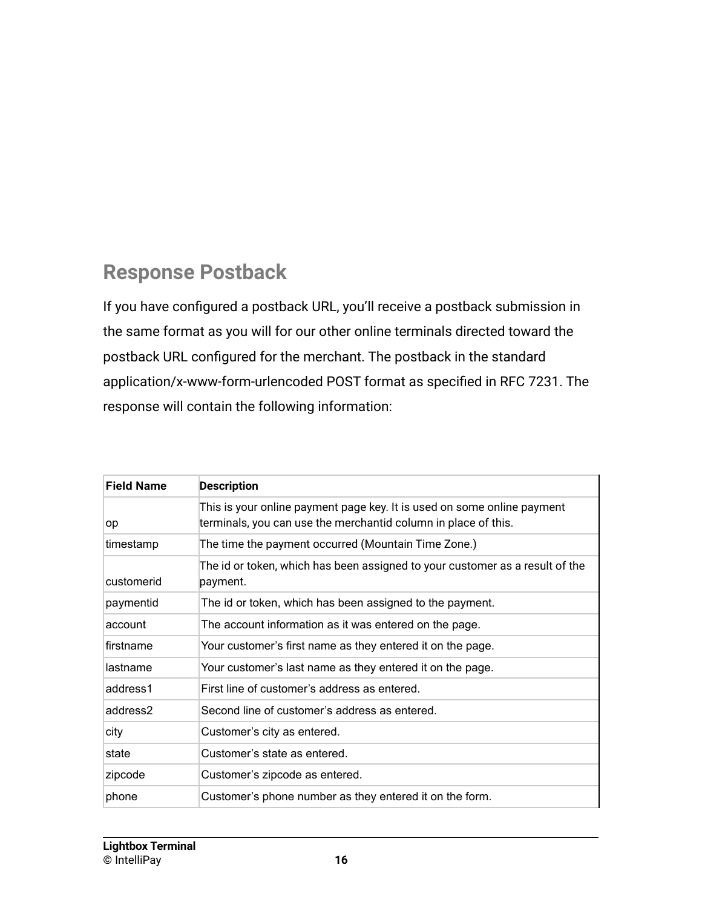## Response Postback

If you have configured a postback URL, you'll receive a postback submission in the same format as you will for our other online terminals directed toward the postback URL configured for the merchant. The postback in the standard application/x-www-form-urlencoded POST format as specified in RFC 7231. The response will contain the following information:

| Field Name | Description |
|---|---|
| op | This is your online payment page key. It is used on some online payment terminals, you can use the merchantid column in place of this. |
| timestamp | The time the payment occurred (Mountain Time Zone.) |
| customerid | The id or token, which has been assigned to your customer as a result of the payment. |
| paymentid | The id or token, which has been assigned to the payment. |
| account | The account information as it was entered on the page. |
| firstname | Your customer's first name as they entered it on the page. |
| lastname | Your customer's last name as they entered it on the page. |
| address1 | First line of customer's address as entered. |
| address2 | Second line of customer's address as entered. |
| city | Customer's city as entered. |
| state | Customer's state as entered. |
| zipcode | Customer's zipcode as entered. |
| phone | Customer's phone number as they entered it on the form. |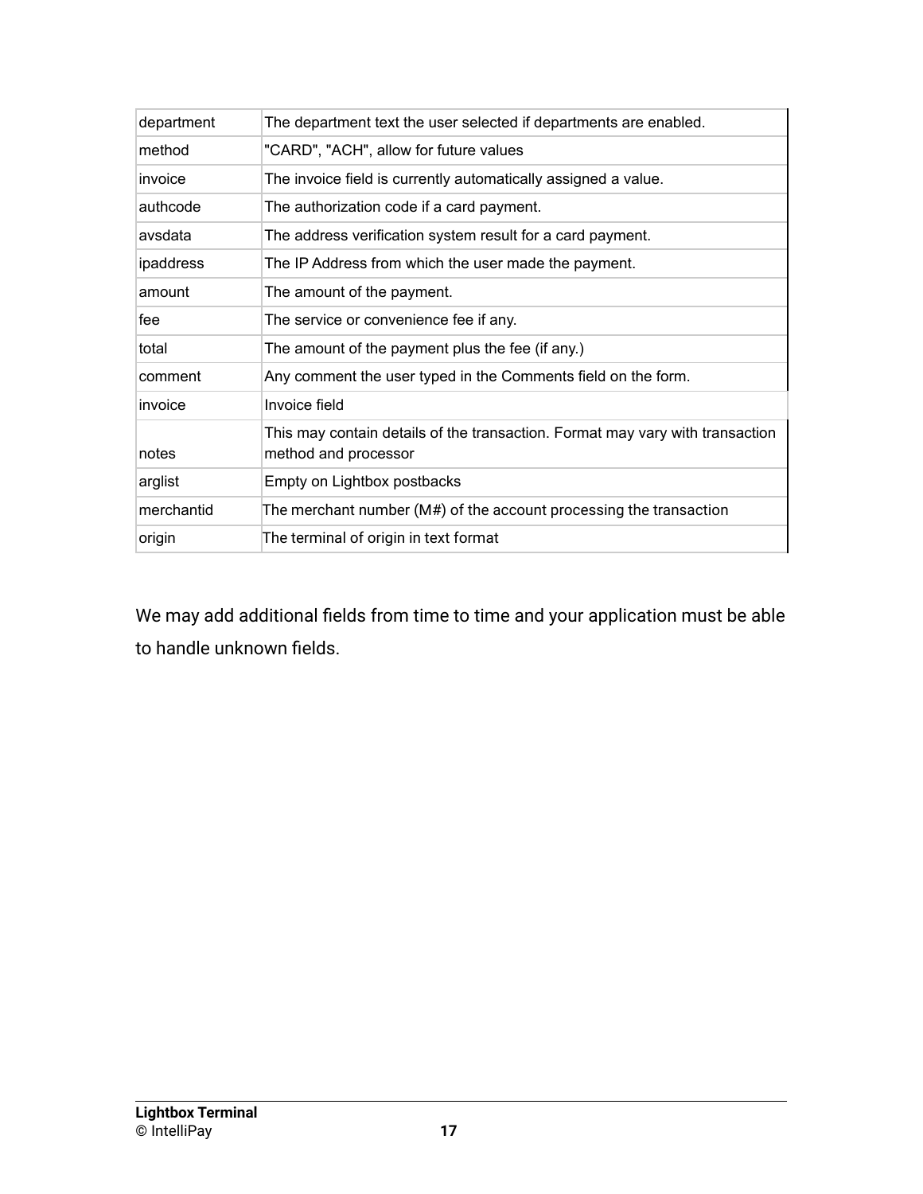| department | The department text the user selected if departments are enabled. |
| --- | --- |
| method | "CARD", "ACH", allow for future values |
| invoice | The invoice field is currently automatically assigned a value. |
| authcode | The authorization code if a card payment. |
| avsdata | The address verification system result for a card payment. |
| ipaddress | The IP Address from which the user made the payment. |
| amount | The amount of the payment. |
| fee | The service or convenience fee if any. |
| total | The amount of the payment plus the fee (if any.) |
| comment | Any comment the user typed in the Comments field on the form. |
| invoice | Invoice field |
| notes | This may contain details of the transaction. Format may vary with transaction method and processor |
| arglist | Empty on Lightbox postbacks |
| merchantid | The merchant number (M#) of the account processing the transaction |
| origin | The terminal of origin in text format |

We may add additional fields from time to time and your application must be able to handle unknown fields.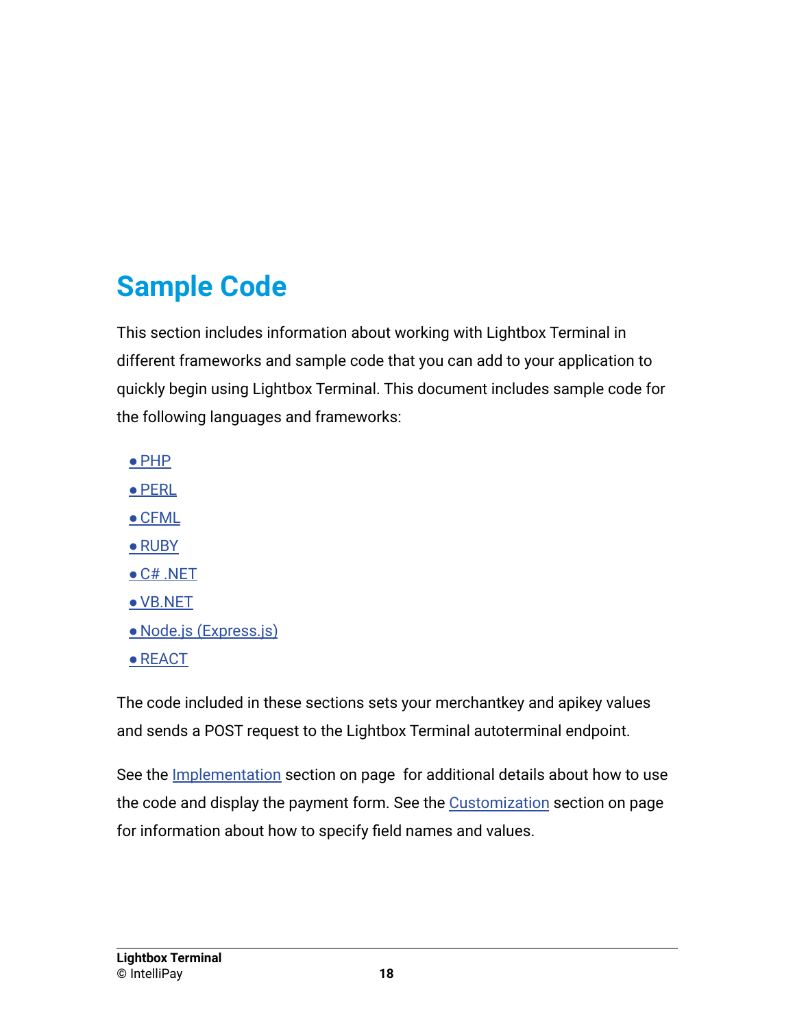# Sample Code

This section includes information about working with Lightbox Terminal in different frameworks and sample code that you can add to your application to quickly begin using Lightbox Terminal. This document includes sample code for the following languages and frameworks:

- PHP
- PERL
- CFML
- RUBY
- C# .NET
- VB.NET
- Node.js (Express.js)
- REACT

The code included in these sections sets your merchantkey and apikey values and sends a POST request to the Lightbox Terminal autoterminal endpoint.

See the Implementation section on page  for additional details about how to use the code and display the payment form. See the Customization section on page for information about how to specify field names and values.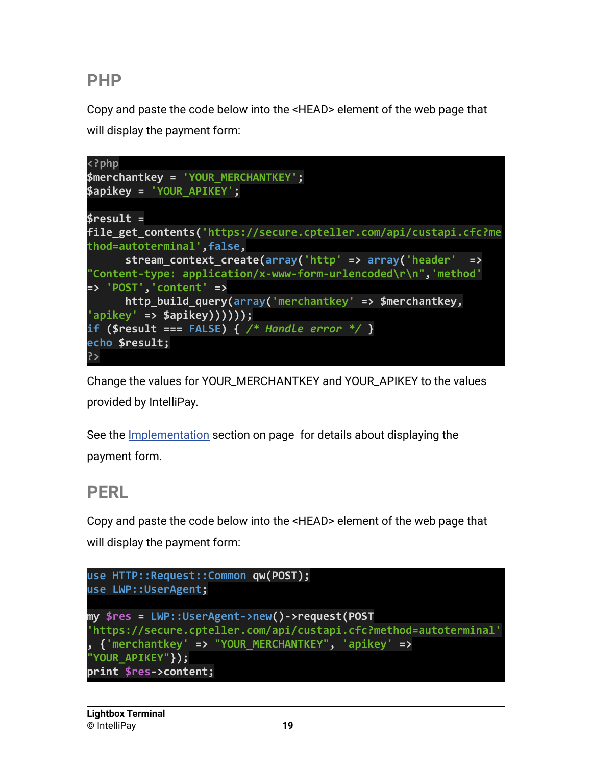## PHP

Copy and paste the code below into the <HEAD> element of the web page that will display the payment form:

```php
<?php
$merchantkey = 'YOUR_MERCHANTKEY';
$apikey = 'YOUR_APIKEY';

$result =
file_get_contents('https://secure.cpteller.com/api/custapi.cfc?method=autoterminal',false,
      stream_context_create(array('http' => array('header'  =>
"Content-type: application/x-www-form-urlencoded\r\n",'method'
=> 'POST','content' =>
      http_build_query(array('merchantkey' => $merchantkey,
'apikey' => $apikey))))));
if ($result === FALSE) { /* Handle error */ }
echo $result;
?>
```

Change the values for YOUR_MERCHANTKEY and YOUR_APIKEY to the values provided by IntelliPay.

See the Implementation section on page  for details about displaying the payment form.

## PERL

Copy and paste the code below into the <HEAD> element of the web page that will display the payment form:

```perl
use HTTP::Request::Common qw(POST);
use LWP::UserAgent;

my $res = LWP::UserAgent->new()->request(POST
'https://secure.cpteller.com/api/custapi.cfc?method=autoterminal'
, {'merchantkey' => "YOUR_MERCHANTKEY", 'apikey' =>
"YOUR_APIKEY"});
print $res->content;
```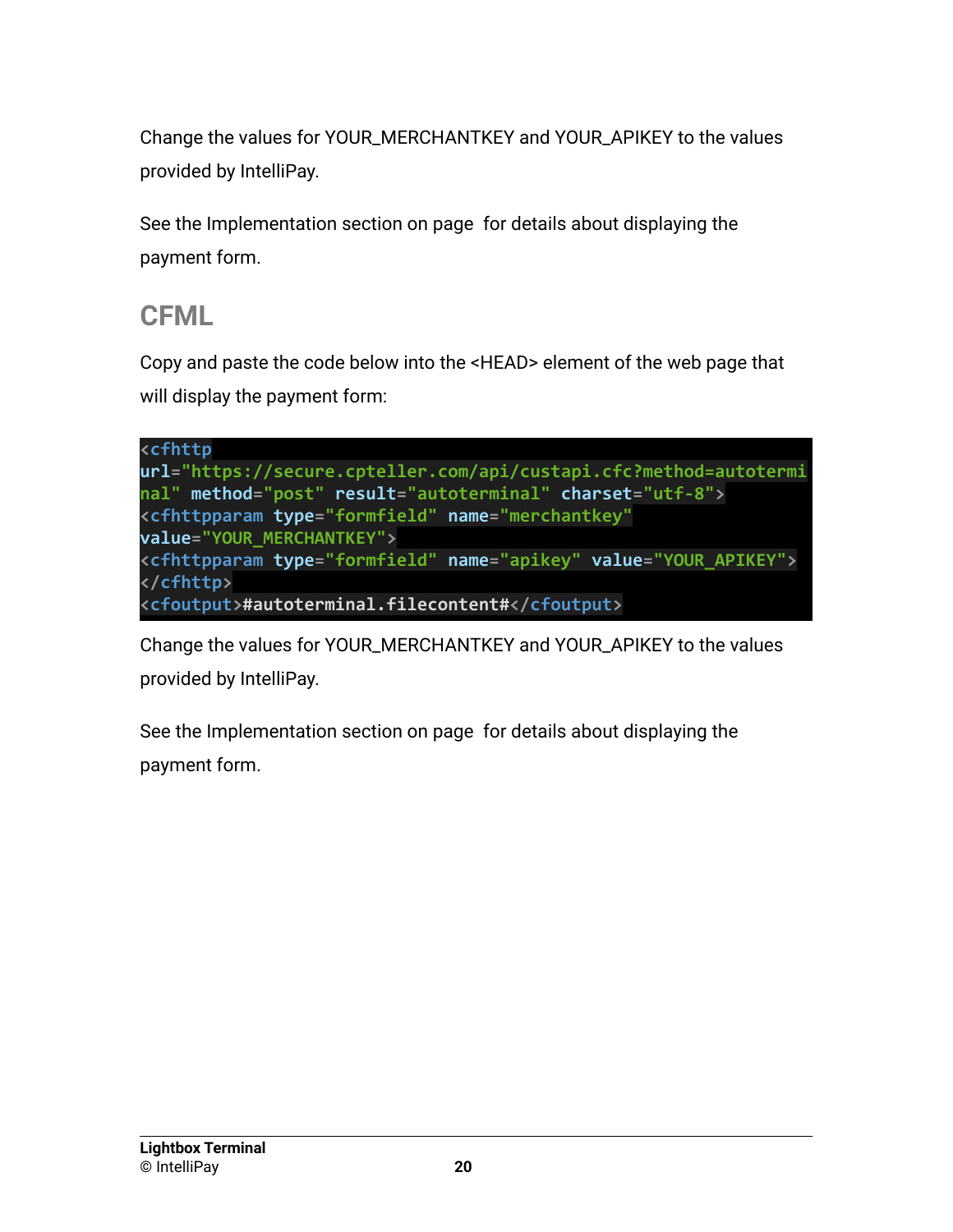Change the values for YOUR_MERCHANTKEY and YOUR_APIKEY to the values provided by IntelliPay.

See the Implementation section on page  for details about displaying the payment form.

## CFML

Copy and paste the code below into the <HEAD> element of the web page that will display the payment form:

```
<cfhttp
url="https://secure.cpteller.com/api/custapi.cfc?method=autoterminal" method="post" result="autoterminal" charset="utf-8">
<cfhttpparam type="formfield" name="merchantkey"
value="YOUR_MERCHANTKEY">
<cfhttpparam type="formfield" name="apikey" value="YOUR_APIKEY">
</cfhttp>
<cfoutput>#autoterminal.filecontent#</cfoutput>
```

Change the values for YOUR_MERCHANTKEY and YOUR_APIKEY to the values provided by IntelliPay.

See the Implementation section on page  for details about displaying the payment form.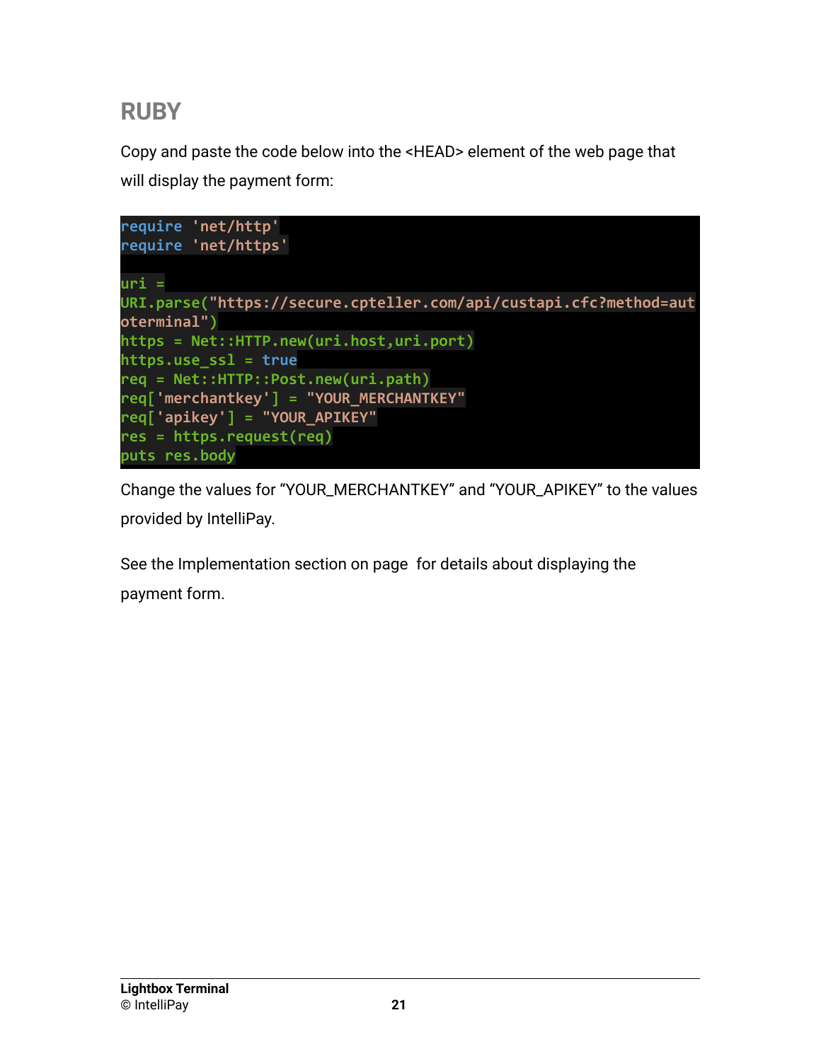## RUBY

Copy and paste the code below into the <HEAD> element of the web page that will display the payment form:

```
require 'net/http'
require 'net/https'

uri =
URI.parse("https://secure.cpteller.com/api/custapi.cfc?method=autoterminal")
https = Net::HTTP.new(uri.host,uri.port)
https.use_ssl = true
req = Net::HTTP::Post.new(uri.path)
req['merchantkey'] = "YOUR_MERCHANTKEY"
req['apikey'] = "YOUR_APIKEY"
res = https.request(req)
puts res.body
```

Change the values for “YOUR_MERCHANTKEY” and “YOUR_APIKEY” to the values provided by IntelliPay.

See the Implementation section on page  for details about displaying the payment form.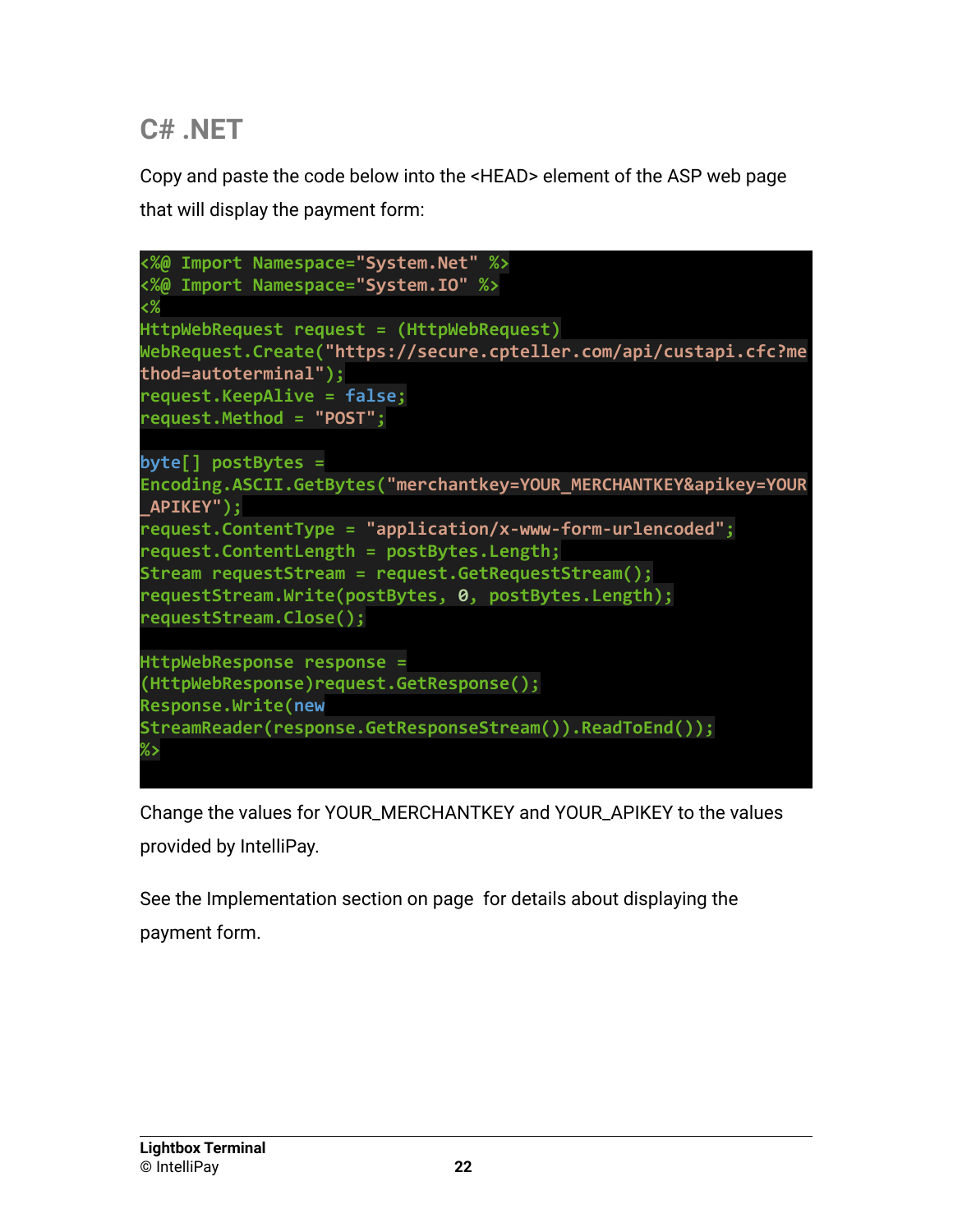## C# .NET

Copy and paste the code below into the <HEAD> element of the ASP web page that will display the payment form:

```
<%@ Import Namespace="System.Net" %>
<%@ Import Namespace="System.IO" %>
<%
HttpWebRequest request = (HttpWebRequest)
WebRequest.Create("https://secure.cpteller.com/api/custapi.cfc?method=autoterminal");
request.KeepAlive = false;
request.Method = "POST";

byte[] postBytes =
Encoding.ASCII.GetBytes("merchantkey=YOUR_MERCHANTKEY&apikey=YOUR_APIKEY");
request.ContentType = "application/x-www-form-urlencoded";
request.ContentLength = postBytes.Length;
Stream requestStream = request.GetRequestStream();
requestStream.Write(postBytes, 0, postBytes.Length);
requestStream.Close();

HttpWebResponse response =
(HttpWebResponse)request.GetResponse();
Response.Write(new
StreamReader(response.GetResponseStream()).ReadToEnd());
%>
```

Change the values for YOUR_MERCHANTKEY and YOUR_APIKEY to the values provided by IntelliPay.

See the Implementation section on page  for details about displaying the payment form.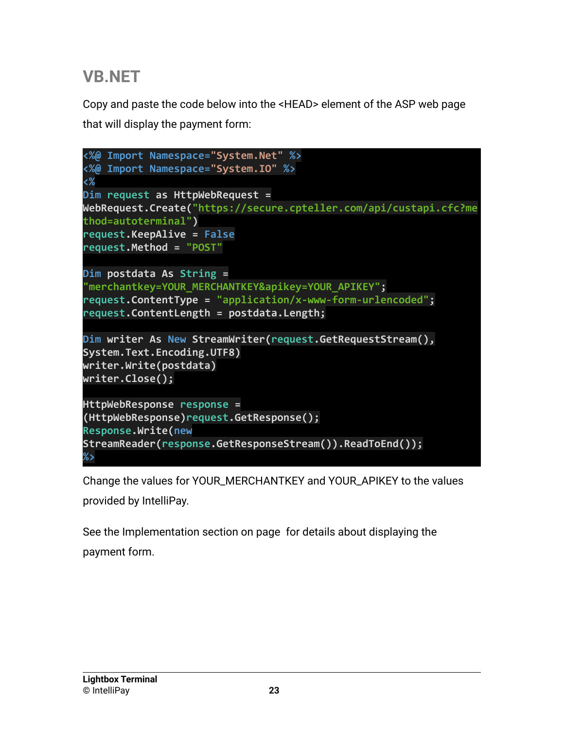## VB.NET

Copy and paste the code below into the <HEAD> element of the ASP web page that will display the payment form:

```
<%@ Import Namespace="System.Net" %>
<%@ Import Namespace="System.IO" %>
<%
Dim request as HttpWebRequest =
WebRequest.Create("https://secure.cpteller.com/api/custapi.cfc?method=autoterminal")
request.KeepAlive = False
request.Method = "POST"

Dim postdata As String =
"merchantkey=YOUR_MERCHANTKEY&apikey=YOUR_APIKEY";
request.ContentType = "application/x-www-form-urlencoded";
request.ContentLength = postdata.Length;

Dim writer As New StreamWriter(request.GetRequestStream(),
System.Text.Encoding.UTF8)
writer.Write(postdata)
writer.Close();

HttpWebResponse response =
(HttpWebResponse)request.GetResponse();
Response.Write(new
StreamReader(response.GetResponseStream()).ReadToEnd());
%>
```

Change the values for YOUR_MERCHANTKEY and YOUR_APIKEY to the values provided by IntelliPay.

See the Implementation section on page  for details about displaying the payment form.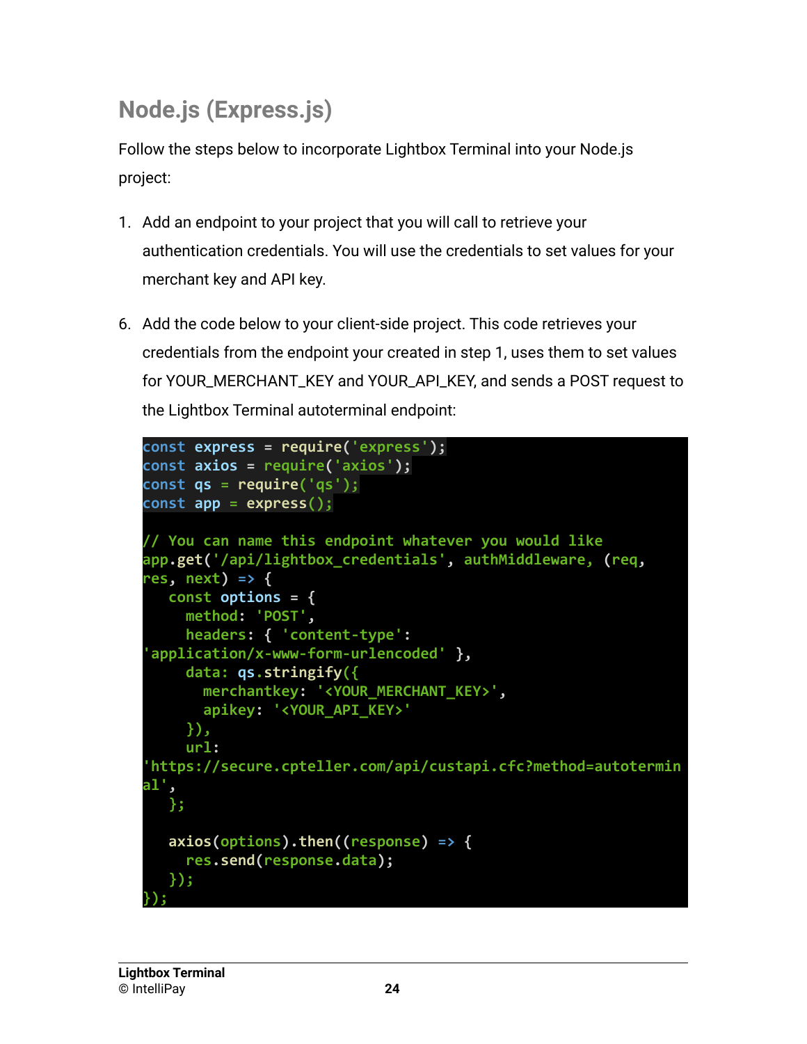## Node.js (Express.js)

Follow the steps below to incorporate Lightbox Terminal into your Node.js project:

1. Add an endpoint to your project that you will call to retrieve your authentication credentials. You will use the credentials to set values for your merchant key and API key.

6. Add the code below to your client-side project. This code retrieves your credentials from the endpoint your created in step 1, uses them to set values for YOUR_MERCHANT_KEY and YOUR_API_KEY, and sends a POST request to the Lightbox Terminal autoterminal endpoint:

```
const express = require('express');
const axios = require('axios');
const qs = require('qs');
const app = express();

// You can name this endpoint whatever you would like
app.get('/api/lightbox_credentials', authMiddleware, (req,
res, next) => {
   const options = {
     method: 'POST',
     headers: { 'content-type':
'application/x-www-form-urlencoded' },
     data: qs.stringify({
       merchantkey: '<YOUR_MERCHANT_KEY>',
       apikey: '<YOUR_API_KEY>'
     }),
     url:
'https://secure.cpteller.com/api/custapi.cfc?method=autotermin
al',
   };

   axios(options).then((response) => {
     res.send(response.data);
   });
});
```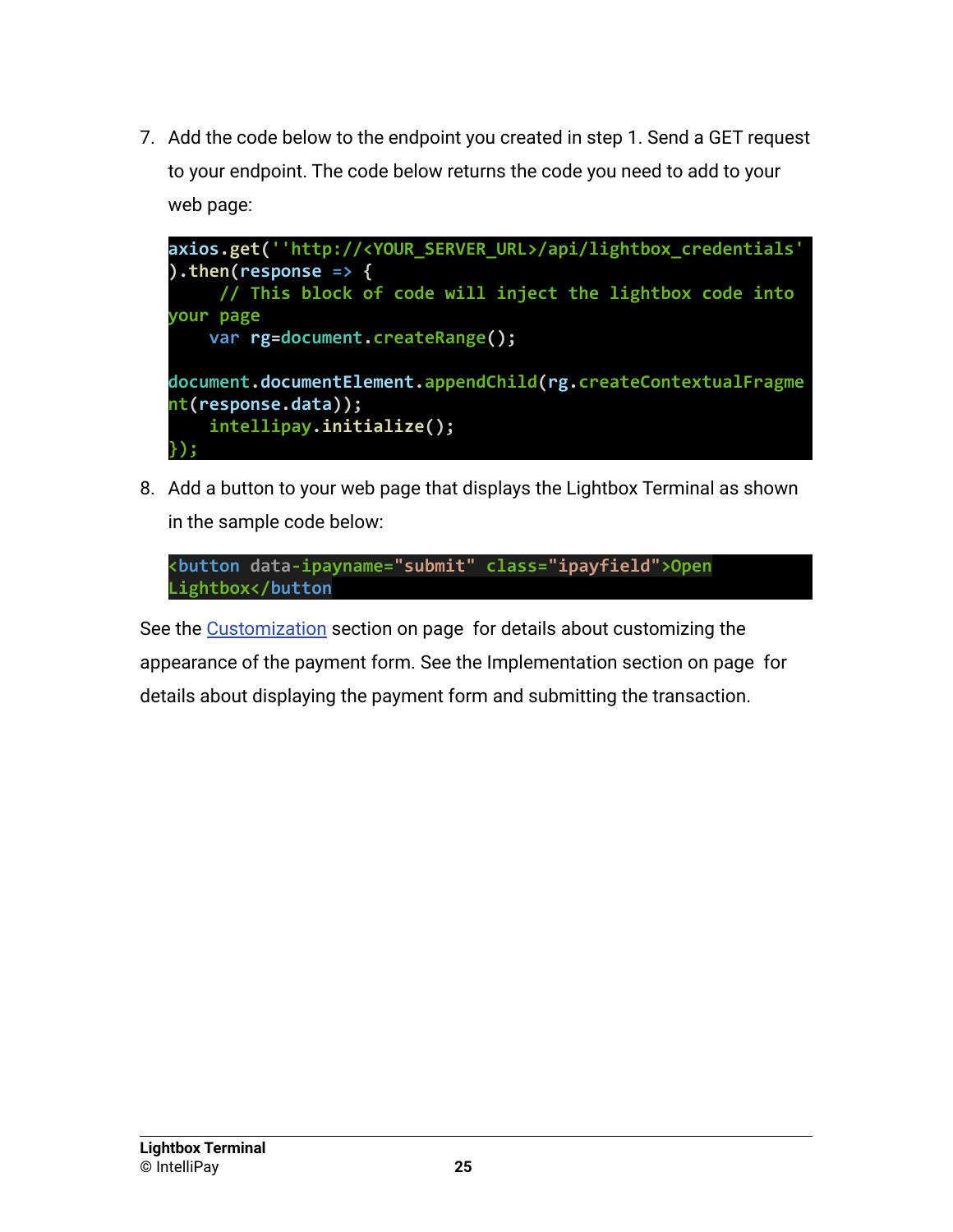7. Add the code below to the endpoint you created in step 1. Send a GET request to your endpoint. The code below returns the code you need to add to your web page:

```
axios.get(''http://<YOUR_SERVER_URL>/api/lightbox_credentials'
).then(response => {
     // This block of code will inject the lightbox code into
your page
    var rg=document.createRange();

document.documentElement.appendChild(rg.createContextualFragme
nt(response.data));
    intellipay.initialize();
});
```

8. Add a button to your web page that displays the Lightbox Terminal as shown in the sample code below:

```
<button data-ipayname="submit" class="ipayfield">Open
Lightbox</button
```

See the Customization section on page  for details about customizing the appearance of the payment form. See the Implementation section on page  for details about displaying the payment form and submitting the transaction.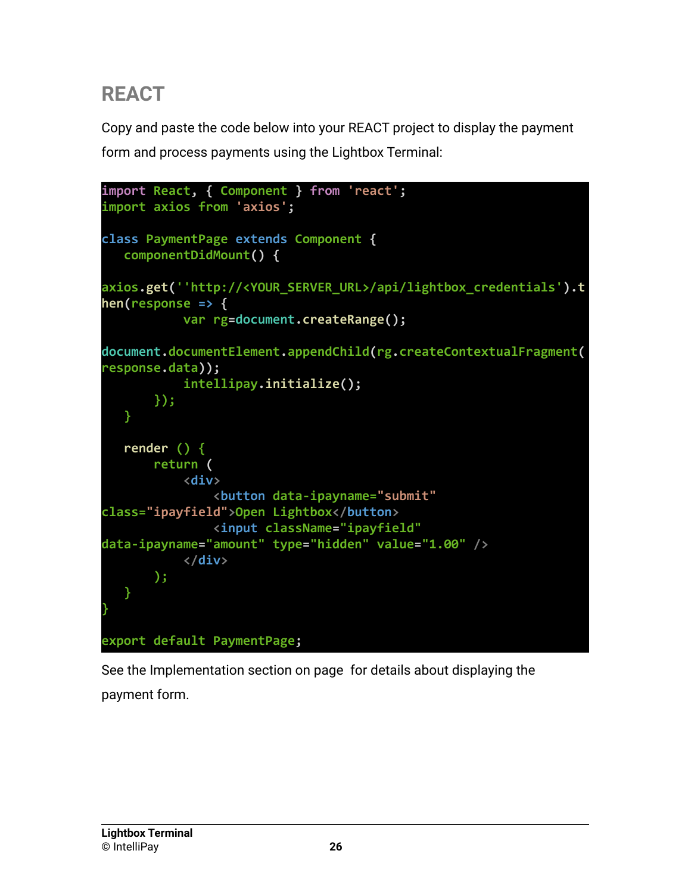## REACT

Copy and paste the code below into your REACT project to display the payment form and process payments using the Lightbox Terminal:

```
import React, { Component } from 'react';
import axios from 'axios';

class PaymentPage extends Component {
   componentDidMount() {

axios.get(''http://<YOUR_SERVER_URL>/api/lightbox_credentials').then(response => {
           var rg=document.createRange();

document.documentElement.appendChild(rg.createContextualFragment(response.data));
           intellipay.initialize();
       });
   }

   render () {
       return (
           <div>
               <button data-ipayname="submit"
class="ipayfield">Open Lightbox</button>
               <input className="ipayfield"
data-ipayname="amount" type="hidden" value="1.00" />
           </div>
       );
   }
}

export default PaymentPage;
```

See the Implementation section on page  for details about displaying the payment form.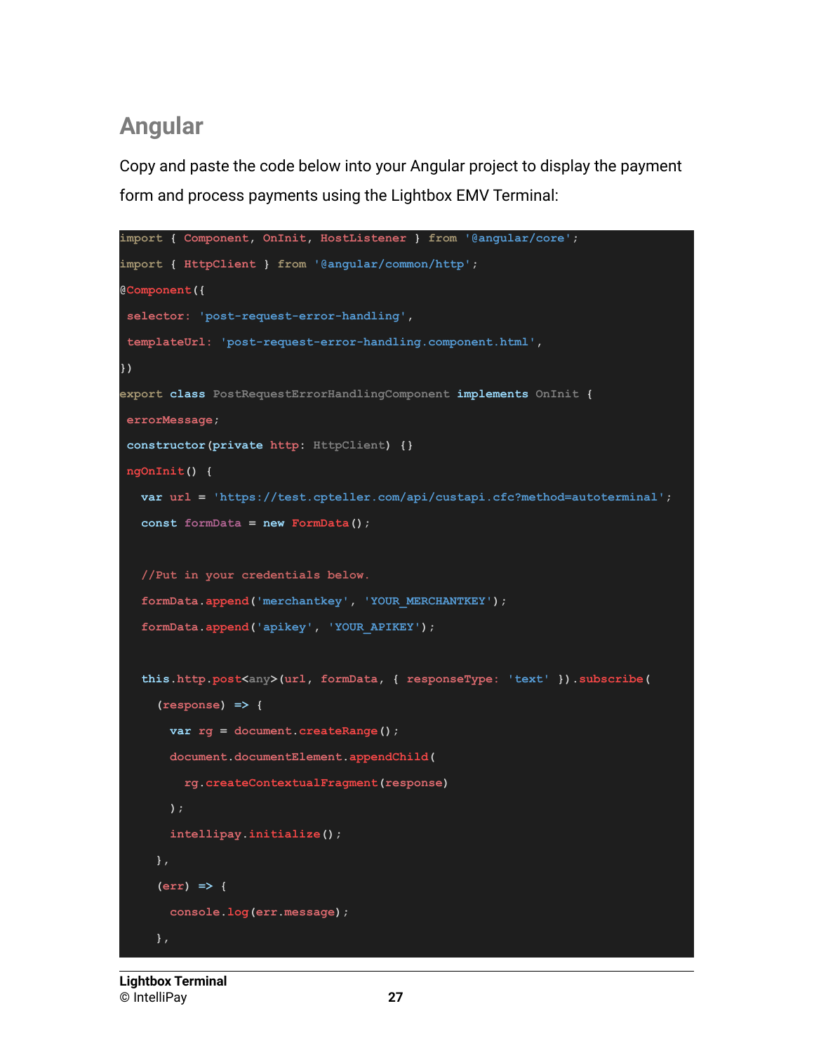## Angular

Copy and paste the code below into your Angular project to display the payment form and process payments using the Lightbox EMV Terminal:

```
import { Component, OnInit, HostListener } from '@angular/core';
import { HttpClient } from '@angular/common/http';
@Component({
 selector: 'post-request-error-handling',
 templateUrl: 'post-request-error-handling.component.html',
})
export class PostRequestErrorHandlingComponent implements OnInit {
 errorMessage;
 constructor(private http: HttpClient) {}
 ngOnInit() {
   var url = 'https://test.cpteller.com/api/custapi.cfc?method=autoterminal';
   const formData = new FormData();

   //Put in your credentials below.
   formData.append('merchantkey', 'YOUR_MERCHANTKEY');
   formData.append('apikey', 'YOUR_APIKEY');

   this.http.post<any>(url, formData, { responseType: 'text' }).subscribe(
     (response) => {
       var rg = document.createRange();
       document.documentElement.appendChild(
         rg.createContextualFragment(response)
       );
       intellipay.initialize();
     },
     (err) => {
       console.log(err.message);
     },
```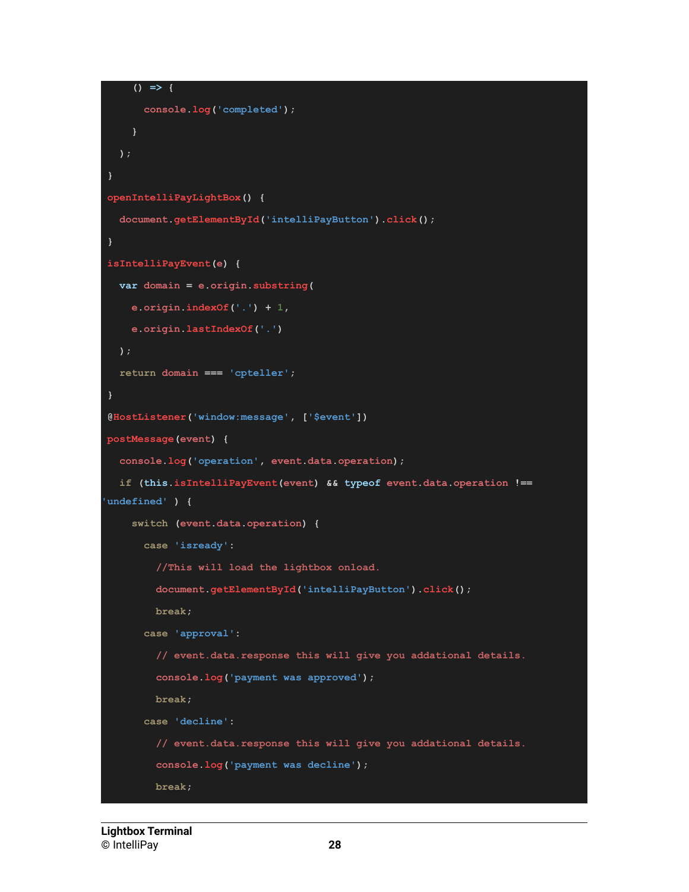```
    () => {
      console.log('completed');
    }
  );
}
openIntelliPayLightBox() {
  document.getElementById('intelliPayButton').click();
}
isIntelliPayEvent(e) {
  var domain = e.origin.substring(
    e.origin.indexOf('.') + 1,
    e.origin.lastIndexOf('.')
  );
  return domain === 'cpteller';
}
@HostListener('window:message', ['$event'])
postMessage(event) {
  console.log('operation', event.data.operation);
  if (this.isIntelliPayEvent(event) && typeof event.data.operation !==
'undefined' ) {
    switch (event.data.operation) {
      case 'isready':
        //This will load the lightbox onload.
        document.getElementById('intelliPayButton').click();
        break;
      case 'approval':
        // event.data.response this will give you addational details.
        console.log('payment was approved');
        break;
      case 'decline':
        // event.data.response this will give you addational details.
        console.log('payment was decline');
        break;
```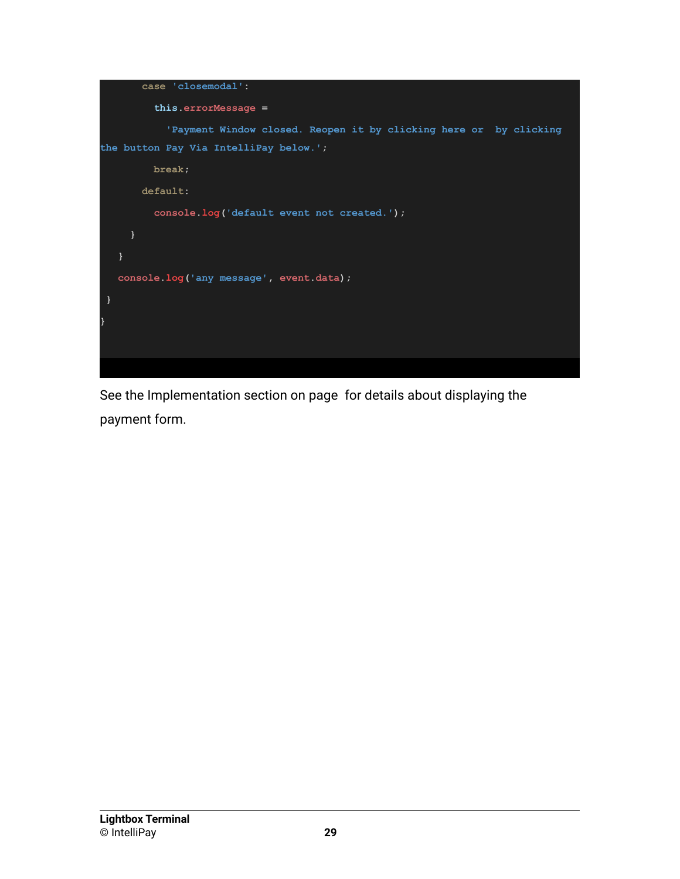```
      case 'closemodal':
        this.errorMessage =
          'Payment Window closed. Reopen it by clicking here or  by clicking the button Pay Via IntelliPay below.';
        break;
      default:
        console.log('default event not created.');
    }
  }
  console.log('any message', event.data);
 }
}
```

See the Implementation section on page  for details about displaying the payment form.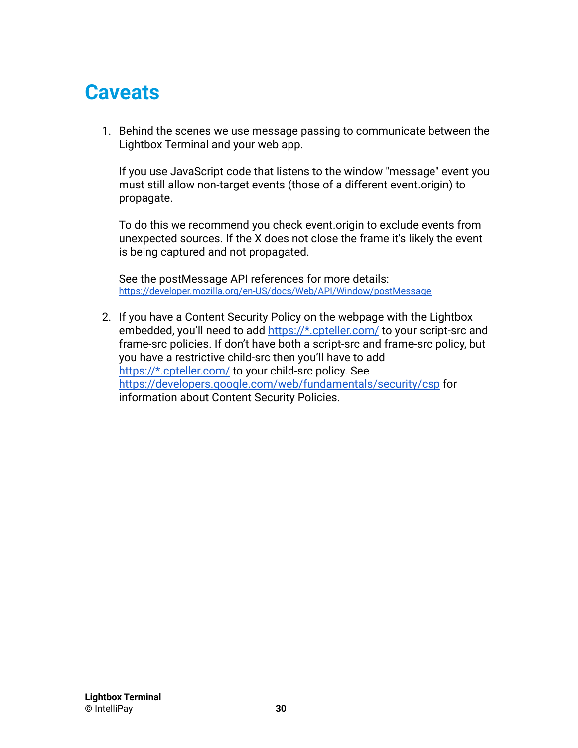# Caveats

1. Behind the scenes we use message passing to communicate between the Lightbox Terminal and your web app.

   If you use JavaScript code that listens to the window "message" event you must still allow non-target events (those of a different event.origin) to propagate.

   To do this we recommend you check event.origin to exclude events from unexpected sources. If the X does not close the frame it's likely the event is being captured and not propagated.

   See the postMessage API references for more details:
   https://developer.mozilla.org/en-US/docs/Web/API/Window/postMessage

2. If you have a Content Security Policy on the webpage with the Lightbox embedded, you'll need to add https://*.cpteller.com/ to your script-src and frame-src policies. If don't have both a script-src and frame-src policy, but you have a restrictive child-src then you'll have to add https://*.cpteller.com/ to your child-src policy. See https://developers.google.com/web/fundamentals/security/csp for information about Content Security Policies.